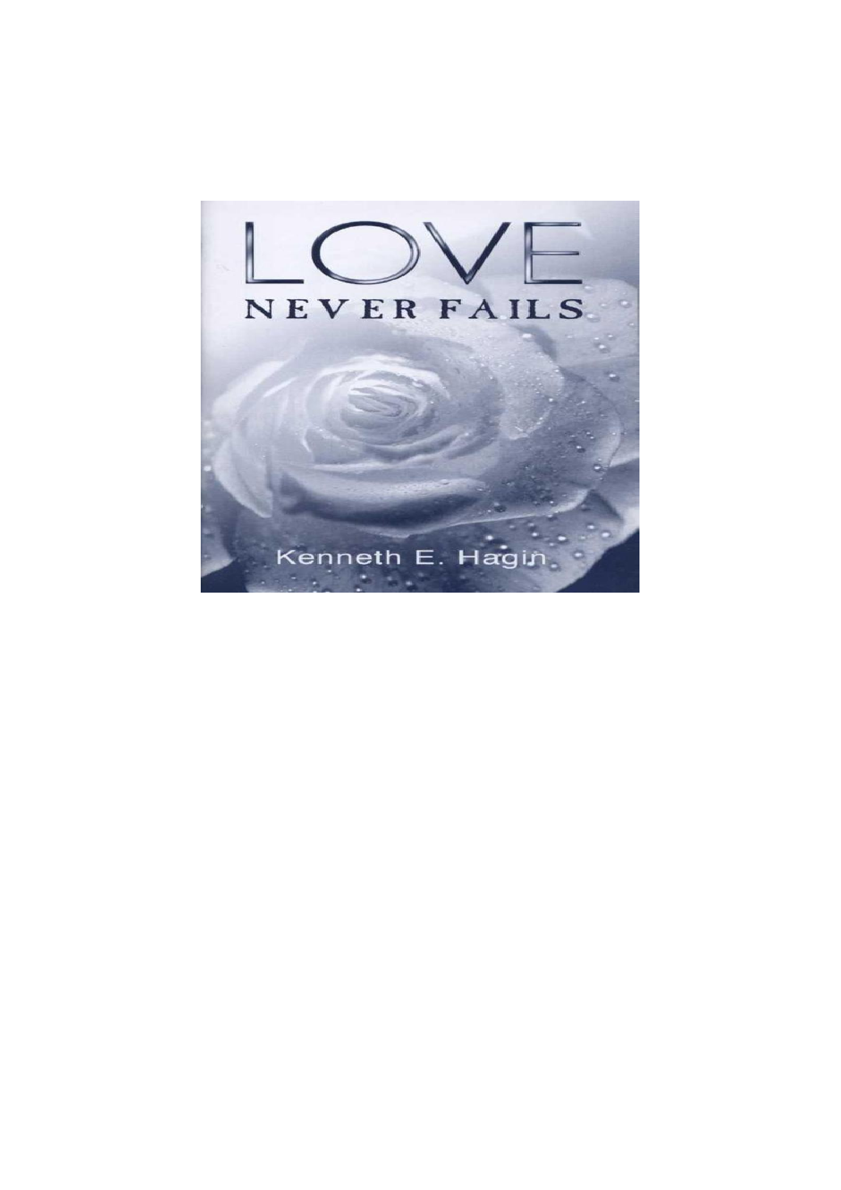# LOVE

## NEVER FAILS

Kenneth E. Hagin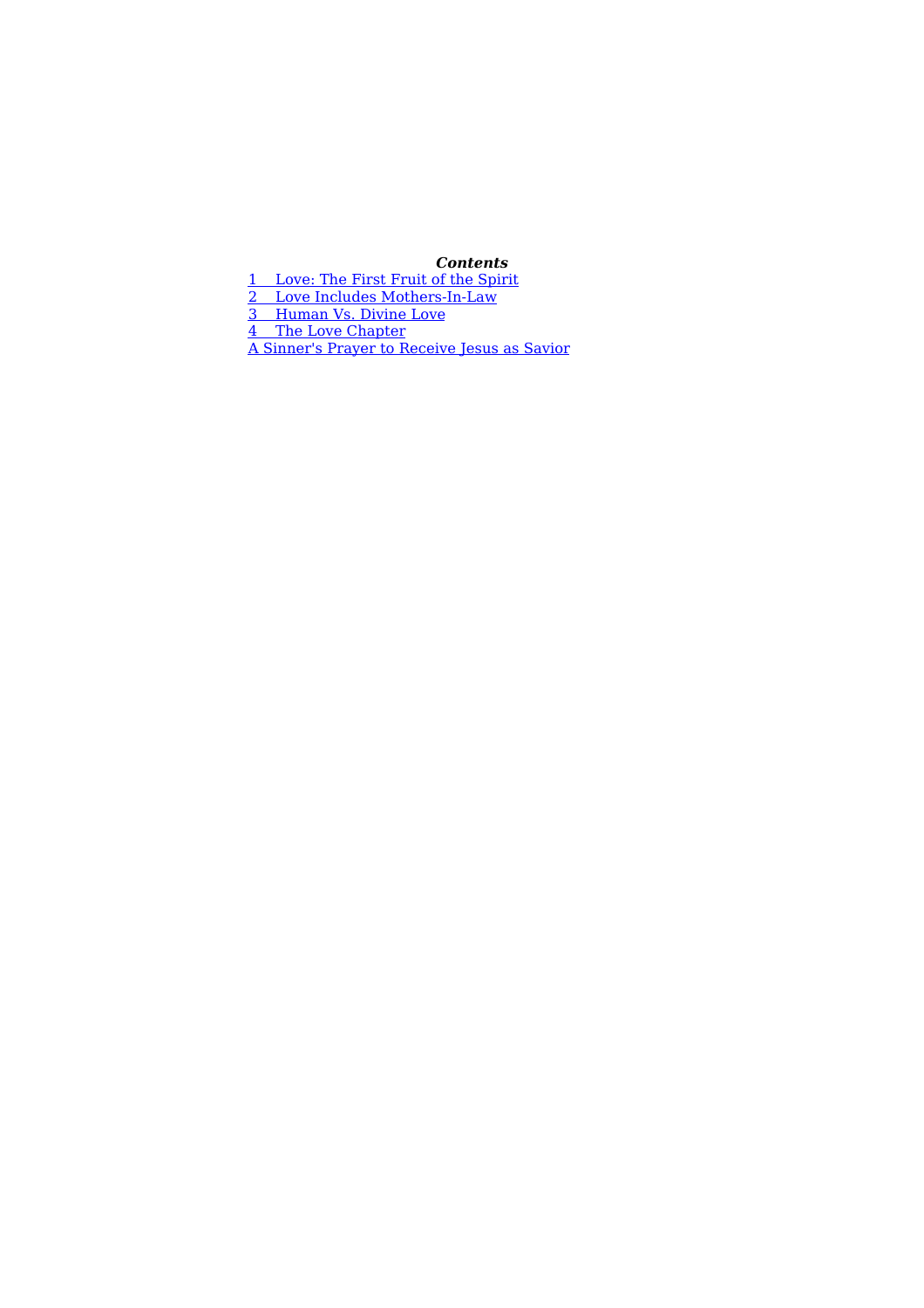***Contents***

1 Love: The First Fruit of the Spirit
2 Love Includes Mothers-In-Law
3 Human Vs. Divine Love
4 The Love Chapter
A Sinner's Prayer to Receive Jesus as Savior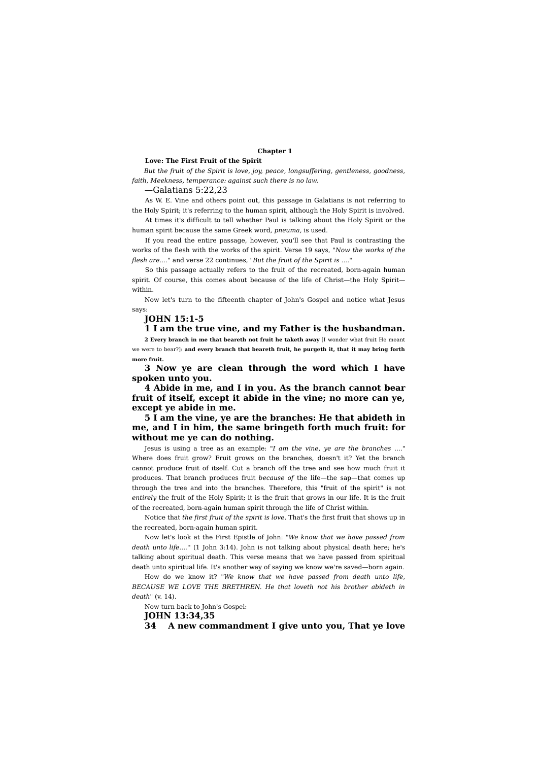# Chapter 1

## Love: The First Fruit of the Spirit

*But the fruit of the Spirit is love, joy, peace, longsuffering, gentleness, goodness, faith, Meekness, temperance: against such there is no law.*

—Galatians 5:22,23

As W. E. Vine and others point out, this passage in Galatians is not referring to the Holy Spirit; it's referring to the human spirit, although the Holy Spirit is involved.

At times it's difficult to tell whether Paul is talking about the Holy Spirit or the human spirit because the same Greek word, *pneuma,* is used.

If you read the entire passage, however, you'll see that Paul is contrasting the works of the flesh with the works of the spirit. Verse 19 says, "*Now the works of the flesh are....*" and verse 22 continues, "*But the fruit of the Spirit is ....*"

So this passage actually refers to the fruit of the recreated, born-again human spirit. Of course, this comes about because of the life of Christ—the Holy Spirit—within.

Now let's turn to the fifteenth chapter of John's Gospel and notice what Jesus says:

**JOHN 15:1-5**

**1 I am the true vine, and my Father is the husbandman.**

**2 Every branch in me that beareth not fruit he taketh away** [I wonder what fruit He meant we were to bear?]: **and every branch that beareth fruit, he purgeth it, that it may bring forth more fruit.**

**3 Now ye are clean through the word which I have spoken unto you.**

**4 Abide in me, and I in you. As the branch cannot bear fruit of itself, except it abide in the vine; no more can ye, except ye abide in me.**

**5 I am the vine, ye are the branches: He that abideth in me, and I in him, the same bringeth forth much fruit: for without me ye can do nothing.**

Jesus is using a tree as an example: "*I am the vine, ye are the branches ....*" Where does fruit grow? Fruit grows on the branches, doesn't it? Yet the branch cannot produce fruit of itself. Cut a branch off the tree and see how much fruit it produces. That branch produces fruit *because of* the life—the sap—that comes up through the tree and into the branches. Therefore, this "fruit of the spirit" is not *entirely* the fruit of the Holy Spirit; it is the fruit that grows in our life. It is the fruit of the recreated, born-again human spirit through the life of Christ within.

Notice that *the first fruit of the spirit is love*. That's the first fruit that shows up in the recreated, born-again human spirit.

Now let's look at the First Epistle of John: "*We know that we have passed from death unto life....*'' (1 John 3:14). John is not talking about physical death here; he's talking about spiritual death. This verse means that we have passed from spiritual death unto spiritual life. It's another way of saying we know we're saved—born again.

How do we know it? "*We know that we have passed from death unto life, BECAUSE WE LOVE THE BRETHREN. He that loveth not his brother abideth in death*" (v. 14).

Now turn back to John's Gospel:

**JOHN 13:34,35**

**34 A new commandment I give unto you, That ye love**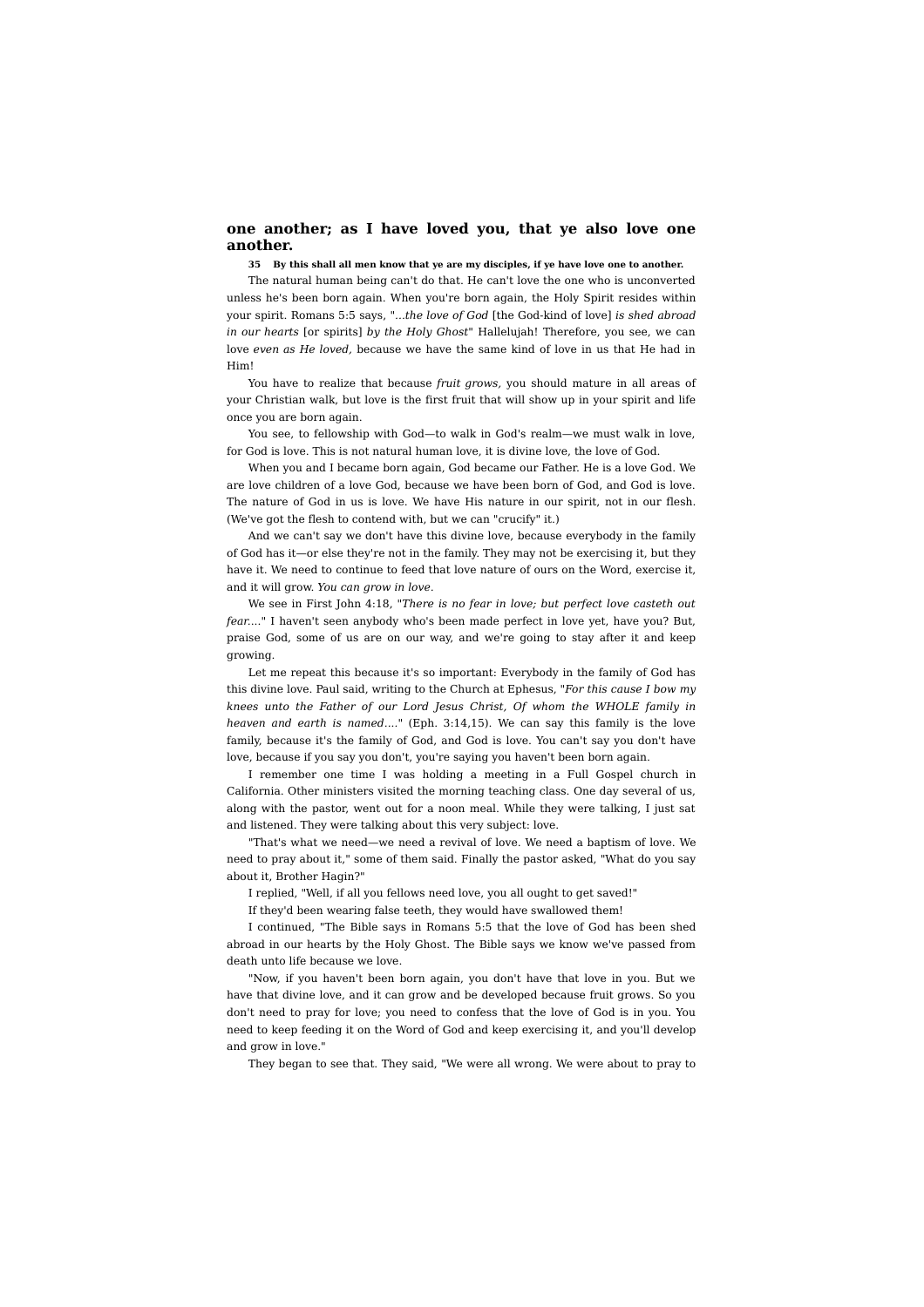**one another; as I have loved you, that ye also love one another.**

**35 By this shall all men know that ye are my disciples, if ye have love one to another.**

The natural human being can't do that. He can't love the one who is unconverted unless he's been born again. When you're born again, the Holy Spirit resides within your spirit. Romans 5:5 says, "...*the love of God* [the God-kind of love] *is shed abroad in our hearts* [or spirits] *by the Holy Ghost*" Hallelujah! Therefore, you see, we can love *even as He loved,* because we have the same kind of love in us that He had in Him!

You have to realize that because *fruit grows,* you should mature in all areas of your Christian walk, but love is the first fruit that will show up in your spirit and life once you are born again.

You see, to fellowship with God—to walk in God's realm—we must walk in love, for God is love. This is not natural human love, it is divine love, the love of God.

When you and I became born again, God became our Father. He is a love God. We are love children of a love God, because we have been born of God, and God is love. The nature of God in us is love. We have His nature in our spirit, not in our flesh. (We've got the flesh to contend with, but we can "crucify" it.)

And we can't say we don't have this divine love, because everybody in the family of God has it—or else they're not in the family. They may not be exercising it, but they have it. We need to continue to feed that love nature of ours on the Word, exercise it, and it will grow. *You can grow in love.*

We see in First John 4:18, "*There is no fear in love; but perfect love casteth out fear....*" I haven't seen anybody who's been made perfect in love yet, have you? But, praise God, some of us are on our way, and we're going to stay after it and keep growing.

Let me repeat this because it's so important: Everybody in the family of God has this divine love. Paul said, writing to the Church at Ephesus, "*For this cause I bow my knees unto the Father of our Lord Jesus Christ, Of whom the WHOLE family in heaven and earth is named....*" (Eph. 3:14,15). We can say this family is the love family, because it's the family of God, and God is love. You can't say you don't have love, because if you say you don't, you're saying you haven't been born again.

I remember one time I was holding a meeting in a Full Gospel church in California. Other ministers visited the morning teaching class. One day several of us, along with the pastor, went out for a noon meal. While they were talking, I just sat and listened. They were talking about this very subject: love.

"That's what we need—we need a revival of love. We need a baptism of love. We need to pray about it," some of them said. Finally the pastor asked, "What do you say about it, Brother Hagin?"

I replied, "Well, if all you fellows need love, you all ought to get saved!"

If they'd been wearing false teeth, they would have swallowed them!

I continued, "The Bible says in Romans 5:5 that the love of God has been shed abroad in our hearts by the Holy Ghost. The Bible says we know we've passed from death unto life because we love.

"Now, if you haven't been born again, you don't have that love in you. But we have that divine love, and it can grow and be developed because fruit grows. So you don't need to pray for love; you need to confess that the love of God is in you. You need to keep feeding it on the Word of God and keep exercising it, and you'll develop and grow in love."

They began to see that. They said, "We were all wrong. We were about to pray to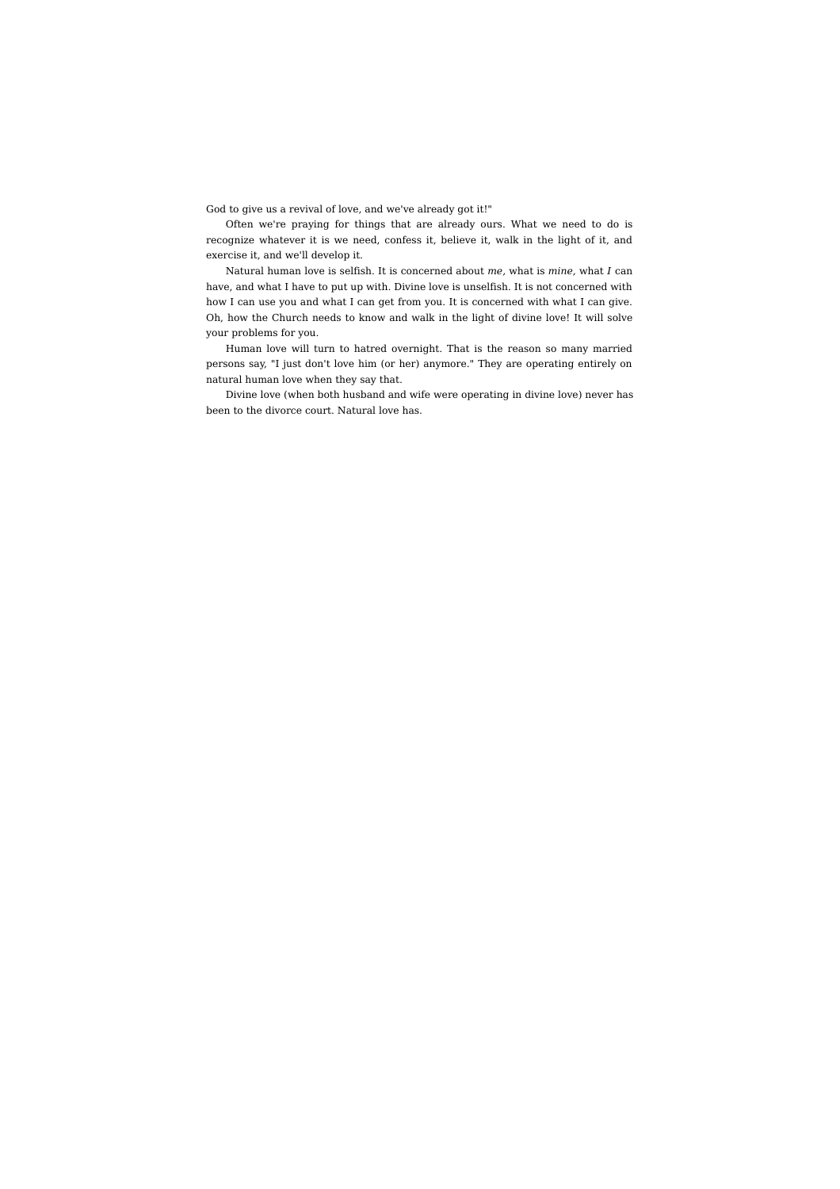God to give us a revival of love, and we've already got it!"

Often we're praying for things that are already ours. What we need to do is recognize whatever it is we need, confess it, believe it, walk in the light of it, and exercise it, and we'll develop it.

Natural human love is selfish. It is concerned about *me,* what is *mine,* what *I* can have, and what I have to put up with. Divine love is unselfish. It is not concerned with how I can use you and what I can get from you. It is concerned with what I can give. Oh, how the Church needs to know and walk in the light of divine love! It will solve your problems for you.

Human love will turn to hatred overnight. That is the reason so many married persons say, "I just don't love him (or her) anymore." They are operating entirely on natural human love when they say that.

Divine love (when both husband and wife were operating in divine love) never has been to the divorce court. Natural love has.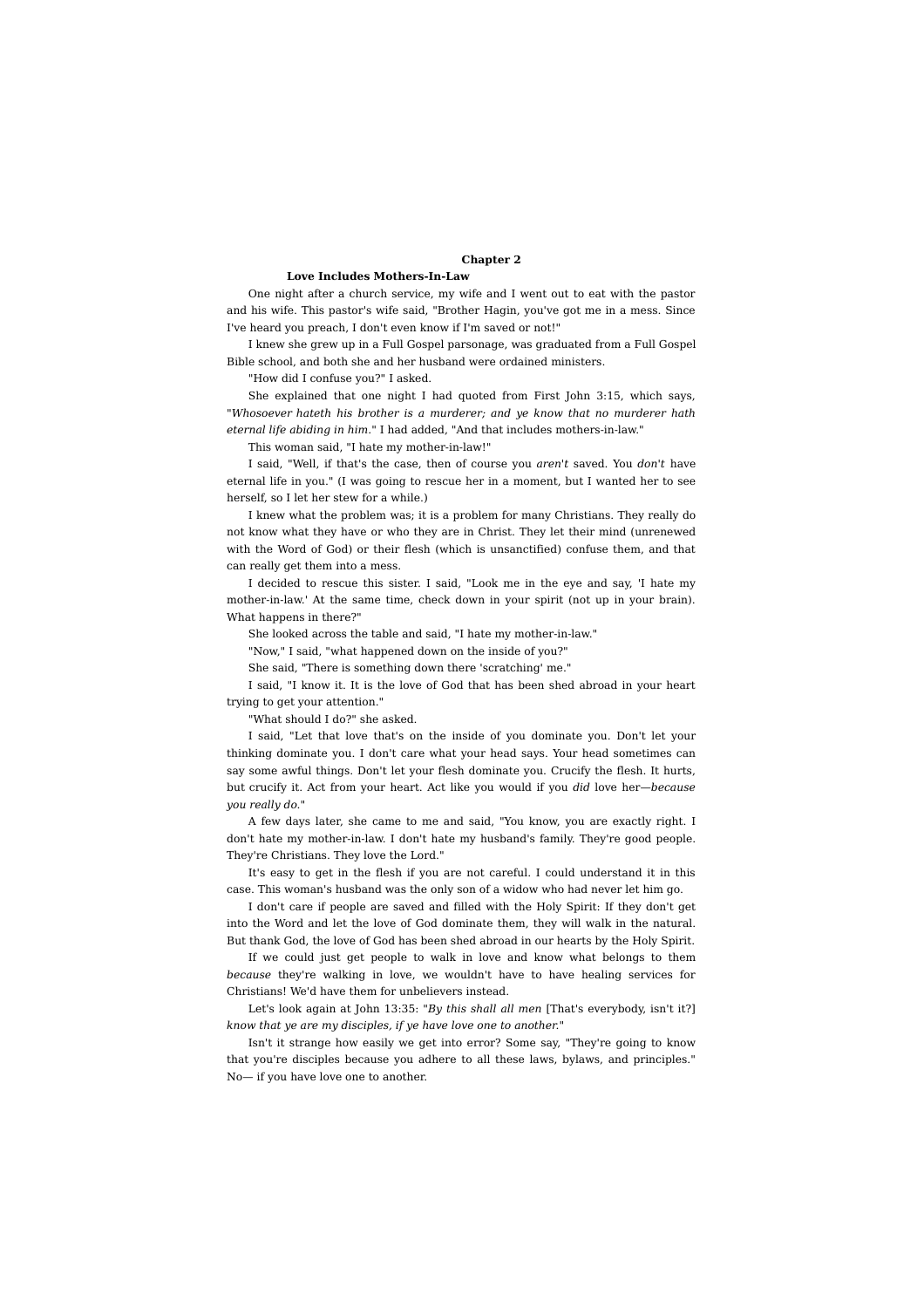## Chapter 2

### Love Includes Mothers-In-Law

One night after a church service, my wife and I went out to eat with the pastor and his wife. This pastor's wife said, "Brother Hagin, you've got me in a mess. Since I've heard you preach, I don't even know if I'm saved or not!"

I knew she grew up in a Full Gospel parsonage, was graduated from a Full Gospel Bible school, and both she and her husband were ordained ministers.

"How did I confuse you?" I asked.

She explained that one night I had quoted from First John 3:15, which says, "*Whosoever hateth his brother is a murderer; and ye know that no murderer hath eternal life abiding in him.*" I had added, "And that includes mothers-in-law."

This woman said, "I hate my mother-in-law!"

I said, "Well, if that's the case, then of course you *aren't* saved. You *don't* have eternal life in you." (I was going to rescue her in a moment, but I wanted her to see herself, so I let her stew for a while.)

I knew what the problem was; it is a problem for many Christians. They really do not know what they have or who they are in Christ. They let their mind (unrenewed with the Word of God) or their flesh (which is unsanctified) confuse them, and that can really get them into a mess.

I decided to rescue this sister. I said, "Look me in the eye and say, 'I hate my mother-in-law.' At the same time, check down in your spirit (not up in your brain). What happens in there?"

She looked across the table and said, "I hate my mother-in-law."

"Now," I said, "what happened down on the inside of you?"

She said, "There is something down there 'scratching' me."

I said, "I know it. It is the love of God that has been shed abroad in your heart trying to get your attention."

"What should I do?" she asked.

I said, "Let that love that's on the inside of you dominate you. Don't let your thinking dominate you. I don't care what your head says. Your head sometimes can say some awful things. Don't let your flesh dominate you. Crucify the flesh. It hurts, but crucify it. Act from your heart. Act like you would if you *did* love her—*because you really do.*"

A few days later, she came to me and said, "You know, you are exactly right. I don't hate my mother-in-law. I don't hate my husband's family. They're good people. They're Christians. They love the Lord."

It's easy to get in the flesh if you are not careful. I could understand it in this case. This woman's husband was the only son of a widow who had never let him go.

I don't care if people are saved and filled with the Holy Spirit: If they don't get into the Word and let the love of God dominate them, they will walk in the natural. But thank God, the love of God has been shed abroad in our hearts by the Holy Spirit.

If we could just get people to walk in love and know what belongs to them *because* they're walking in love, we wouldn't have to have healing services for Christians! We'd have them for unbelievers instead.

Let's look again at John 13:35: "*By this shall all men* [That's everybody, isn't it?] *know that ye are my disciples, if ye have love one to another.*"

Isn't it strange how easily we get into error? Some say, "They're going to know that you're disciples because you adhere to all these laws, bylaws, and principles." No— if you have love one to another.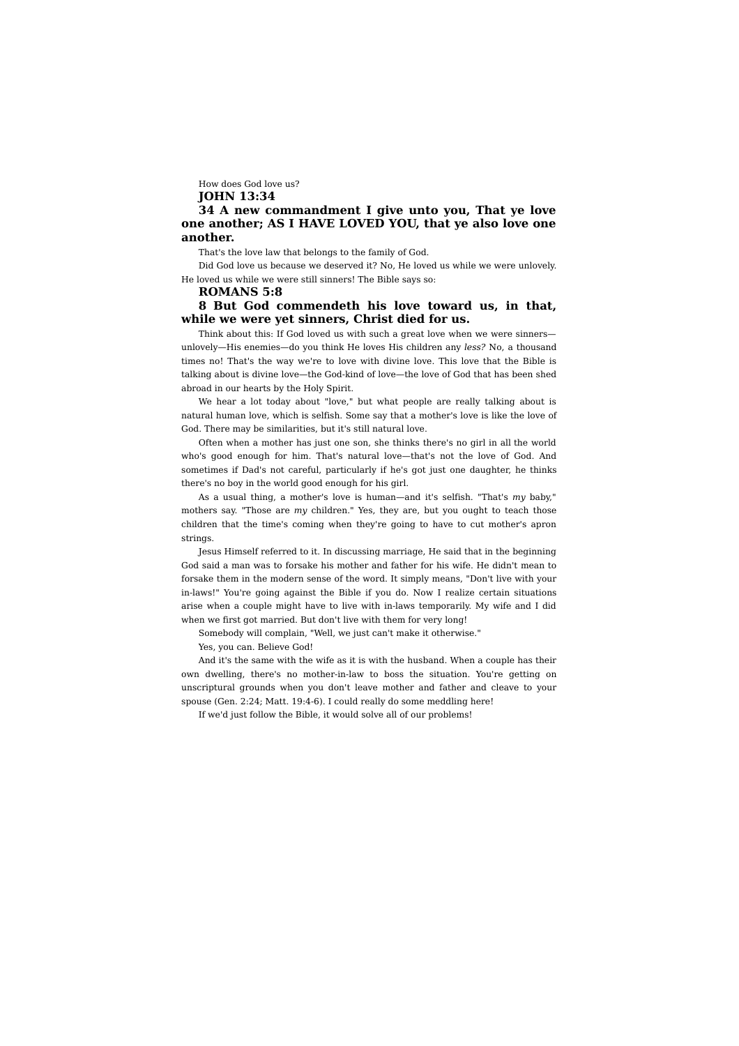How does God love us?

**JOHN 13:34**

**34 A new commandment I give unto you, That ye love one another; AS I HAVE LOVED YOU, that ye also love one another.**

That's the love law that belongs to the family of God.

Did God love us because we deserved it? No, He loved us while we were unlovely. He loved us while we were still sinners! The Bible says so:

**ROMANS 5:8**

**8 But God commendeth his love toward us, in that, while we were yet sinners, Christ died for us.**

Think about this: If God loved us with such a great love when we were sinners—unlovely—His enemies—do you think He loves His children any *less?* No, a thousand times no! That's the way we're to love with divine love. This love that the Bible is talking about is divine love—the God-kind of love—the love of God that has been shed abroad in our hearts by the Holy Spirit.

We hear a lot today about "love," but what people are really talking about is natural human love, which is selfish. Some say that a mother's love is like the love of God. There may be similarities, but it's still natural love.

Often when a mother has just one son, she thinks there's no girl in all the world who's good enough for him. That's natural love—that's not the love of God. And sometimes if Dad's not careful, particularly if he's got just one daughter, he thinks there's no boy in the world good enough for his girl.

As a usual thing, a mother's love is human—and it's selfish. "That's *my* baby," mothers say. "Those are *my* children." Yes, they are, but you ought to teach those children that the time's coming when they're going to have to cut mother's apron strings.

Jesus Himself referred to it. In discussing marriage, He said that in the beginning God said a man was to forsake his mother and father for his wife. He didn't mean to forsake them in the modern sense of the word. It simply means, "Don't live with your in-laws!" You're going against the Bible if you do. Now I realize certain situations arise when a couple might have to live with in-laws temporarily. My wife and I did when we first got married. But don't live with them for very long!

Somebody will complain, "Well, we just can't make it otherwise."

Yes, you can. Believe God!

And it's the same with the wife as it is with the husband. When a couple has their own dwelling, there's no mother-in-law to boss the situation. You're getting on unscriptural grounds when you don't leave mother and father and cleave to your spouse (Gen. 2:24; Matt. 19:4-6). I could really do some meddling here!

If we'd just follow the Bible, it would solve all of our problems!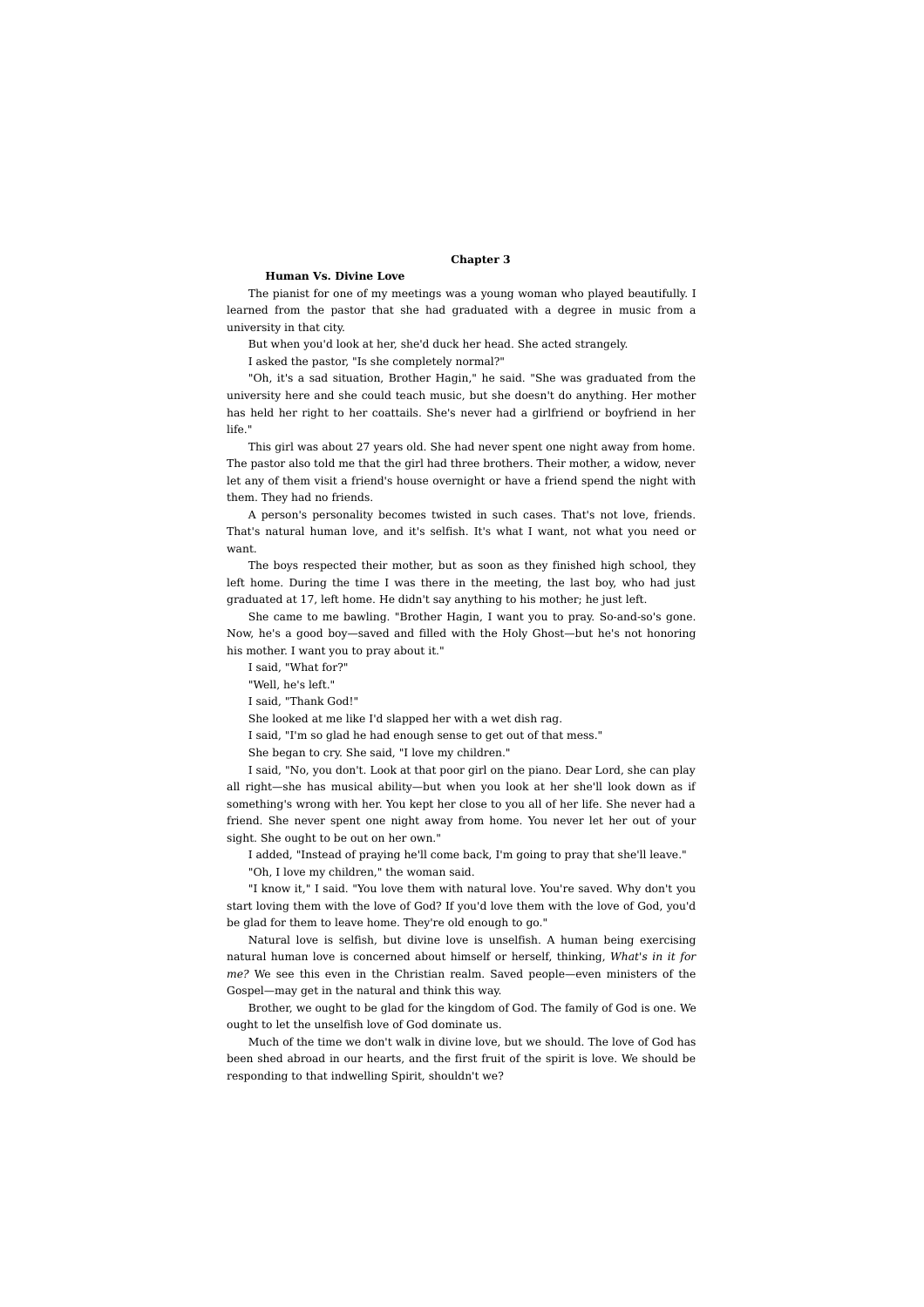# Chapter 3

## Human Vs. Divine Love

The pianist for one of my meetings was a young woman who played beautifully. I learned from the pastor that she had graduated with a degree in music from a university in that city.

But when you'd look at her, she'd duck her head. She acted strangely.

I asked the pastor, "Is she completely normal?"

"Oh, it's a sad situation, Brother Hagin," he said. "She was graduated from the university here and she could teach music, but she doesn't do anything. Her mother has held her right to her coattails. She's never had a girlfriend or boyfriend in her life."

This girl was about 27 years old. She had never spent one night away from home. The pastor also told me that the girl had three brothers. Their mother, a widow, never let any of them visit a friend's house overnight or have a friend spend the night with them. They had no friends.

A person's personality becomes twisted in such cases. That's not love, friends. That's natural human love, and it's selfish. It's what I want, not what you need or want.

The boys respected their mother, but as soon as they finished high school, they left home. During the time I was there in the meeting, the last boy, who had just graduated at 17, left home. He didn't say anything to his mother; he just left.

She came to me bawling. "Brother Hagin, I want you to pray. So-and-so's gone. Now, he's a good boy—saved and filled with the Holy Ghost—but he's not honoring his mother. I want you to pray about it."

I said, "What for?"

"Well, he's left."

I said, "Thank God!"

She looked at me like I'd slapped her with a wet dish rag.

I said, "I'm so glad he had enough sense to get out of that mess."

She began to cry. She said, "I love my children."

I said, "No, you don't. Look at that poor girl on the piano. Dear Lord, she can play all right—she has musical ability—but when you look at her she'll look down as if something's wrong with her. You kept her close to you all of her life. She never had a friend. She never spent one night away from home. You never let her out of your sight. She ought to be out on her own."

I added, "Instead of praying he'll come back, I'm going to pray that she'll leave."

"Oh, I love my children," the woman said.

"I know it," I said. "You love them with natural love. You're saved. Why don't you start loving them with the love of God? If you'd love them with the love of God, you'd be glad for them to leave home. They're old enough to go."

Natural love is selfish, but divine love is unselfish. A human being exercising natural human love is concerned about himself or herself, thinking, *What's in it for me?* We see this even in the Christian realm. Saved people—even ministers of the Gospel—may get in the natural and think this way.

Brother, we ought to be glad for the kingdom of God. The family of God is one. We ought to let the unselfish love of God dominate us.

Much of the time we don't walk in divine love, but we should. The love of God has been shed abroad in our hearts, and the first fruit of the spirit is love. We should be responding to that indwelling Spirit, shouldn't we?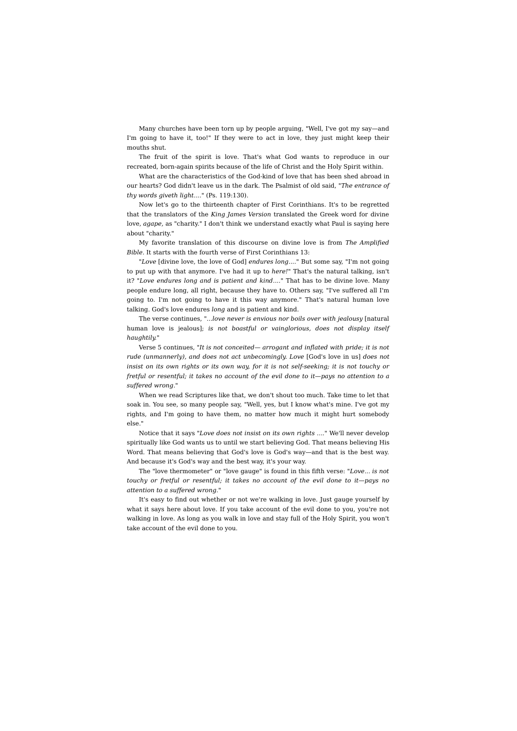Many churches have been torn up by people arguing, "Well, I've got my say—and I'm going to have it, too!" If they were to act in love, they just might keep their mouths shut.

The fruit of the spirit is love. That's what God wants to reproduce in our recreated, born-again spirits because of the life of Christ and the Holy Spirit within.

What are the characteristics of the God-kind of love that has been shed abroad in our hearts? God didn't leave us in the dark. The Psalmist of old said, "*The entrance of thy words giveth light....*" (Ps. 119:130).

Now let's go to the thirteenth chapter of First Corinthians. It's to be regretted that the translators of the *King James Version* translated the Greek word for divine love, *agape*, as "charity." I don't think we understand exactly what Paul is saying here about "charity."

My favorite translation of this discourse on divine love is from *The Amplified Bible*. It starts with the fourth verse of First Corinthians 13:

"*Love* [divine love, the love of God] *endures long....*" But some say, "I'm not going to put up with that anymore. I've had it up to *here!*" That's the natural talking, isn't it? "*Love endures long and is patient and kind....*" That has to be divine love. Many people endure long, all right, because they have to. Others say, "I've suffered all I'm going to. I'm not going to have it this way anymore." That's natural human love talking. God's love endures *long* and is patient and kind.

The verse continues, "*...love never is envious nor boils over with jealousy* [natural human love is jealous]; *is not boastful or vainglorious, does not display itself haughtily.*"

Verse 5 continues, "*It is not conceited— arrogant and inflated with pride; it is not rude (unmannerly), and does not act unbecomingly. Love* [God's love in us] *does not insist on its own rights or its own way, for it is not self-seeking; it is not touchy or fretful or resentful; it takes no account of the evil done to it—pays no attention to a suffered wrong.*"

When we read Scriptures like that, we don't shout too much. Take time to let that soak in. You see, so many people say, "Well, yes, but I know what's mine. I've got my rights, and I'm going to have them, no matter how much it might hurt somebody else."

Notice that it says "*Love does not insist on its own rights ....*" We'll never develop spiritually like God wants us to until we start believing God. That means believing His Word. That means believing that God's love is God's way—and that is the best way. And because it's God's way and the best way, it's your way.

The "love thermometer" or "love gauge" is found in this fifth verse: "*Love... is not touchy or fretful or resentful; it takes no account of the evil done to it—pays no attention to a suffered wrong.*"

It's easy to find out whether or not we're walking in love. Just gauge yourself by what it says here about love. If you take account of the evil done to you, you're not walking in love. As long as you walk in love and stay full of the Holy Spirit, you won't take account of the evil done to you.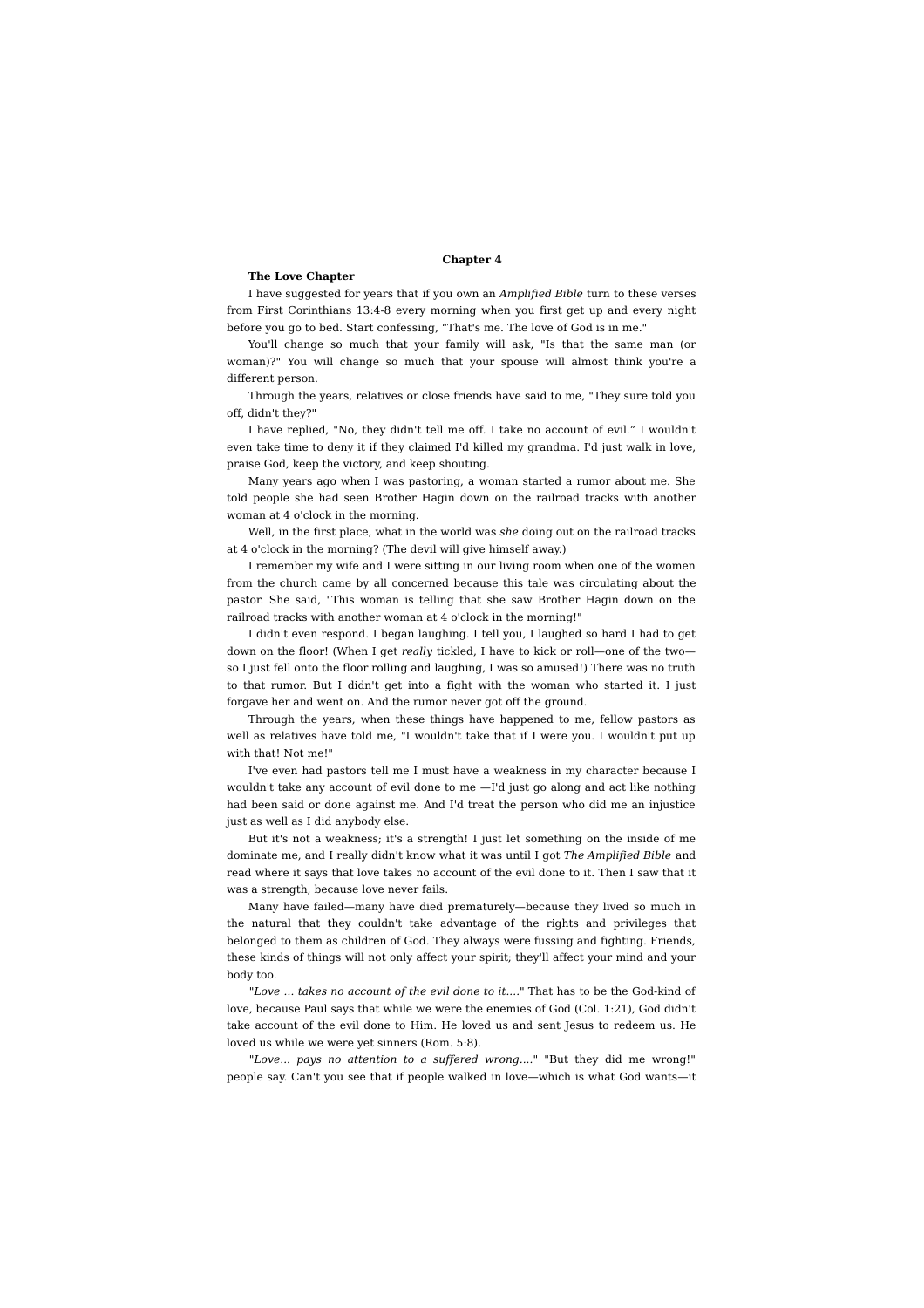# Chapter 4

## The Love Chapter

I have suggested for years that if you own an *Amplified Bible* turn to these verses from First Corinthians 13:4-8 every morning when you first get up and every night before you go to bed. Start confessing, "That's me. The love of God is in me."

You'll change so much that your family will ask, "Is that the same man (or woman)?" You will change so much that your spouse will almost think you're a different person.

Through the years, relatives or close friends have said to me, "They sure told you off, didn't they?"

I have replied, "No, they didn't tell me off. I take no account of evil." I wouldn't even take time to deny it if they claimed I'd killed my grandma. I'd just walk in love, praise God, keep the victory, and keep shouting.

Many years ago when I was pastoring, a woman started a rumor about me. She told people she had seen Brother Hagin down on the railroad tracks with another woman at 4 o'clock in the morning.

Well, in the first place, what in the world was *she* doing out on the railroad tracks at 4 o'clock in the morning? (The devil will give himself away.)

I remember my wife and I were sitting in our living room when one of the women from the church came by all concerned because this tale was circulating about the pastor. She said, "This woman is telling that she saw Brother Hagin down on the railroad tracks with another woman at 4 o'clock in the morning!"

I didn't even respond. I began laughing. I tell you, I laughed so hard I had to get down on the floor! (When I get *really* tickled, I have to kick or roll—one of the two—so I just fell onto the floor rolling and laughing, I was so amused!) There was no truth to that rumor. But I didn't get into a fight with the woman who started it. I just forgave her and went on. And the rumor never got off the ground.

Through the years, when these things have happened to me, fellow pastors as well as relatives have told me, "I wouldn't take that if I were you. I wouldn't put up with that! Not me!"

I've even had pastors tell me I must have a weakness in my character because I wouldn't take any account of evil done to me —I'd just go along and act like nothing had been said or done against me. And I'd treat the person who did me an injustice just as well as I did anybody else.

But it's not a weakness; it's a strength! I just let something on the inside of me dominate me, and I really didn't know what it was until I got *The Amplified Bible* and read where it says that love takes no account of the evil done to it. Then I saw that it was a strength, because love never fails.

Many have failed—many have died prematurely—because they lived so much in the natural that they couldn't take advantage of the rights and privileges that belonged to them as children of God. They always were fussing and fighting. Friends, these kinds of things will not only affect your spirit; they'll affect your mind and your body too.

"*Love ... takes no account of the evil done to it....*" That has to be the God-kind of love, because Paul says that while we were the enemies of God (Col. 1:21), God didn't take account of the evil done to Him. He loved us and sent Jesus to redeem us. He loved us while we were yet sinners (Rom. 5:8).

"*Love... pays no attention to a suffered wrong....*" "But they did me wrong!" people say. Can't you see that if people walked in love—which is what God wants—it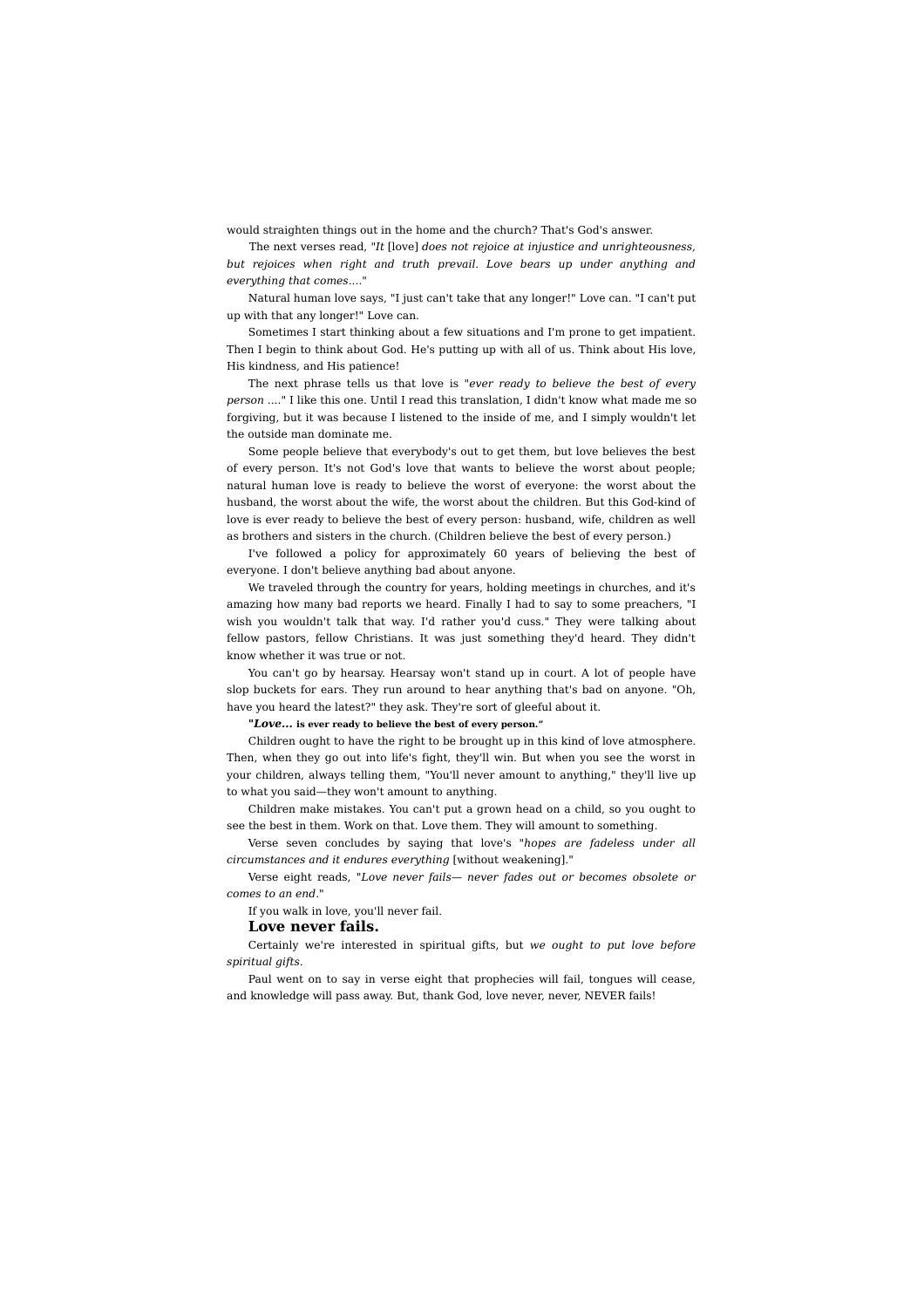would straighten things out in the home and the church? That's God's answer.

The next verses read, "*It* [love] *does not rejoice at injustice and unrighteousness, but rejoices when right and truth prevail. Love bears up under anything and everything that comes*...."

Natural human love says, "I just can't take that any longer!" Love can. "I can't put up with that any longer!" Love can.

Sometimes I start thinking about a few situations and I'm prone to get impatient. Then I begin to think about God. He's putting up with all of us. Think about His love, His kindness, and His patience!

The next phrase tells us that love is "*ever ready to believe the best of every person* ...." I like this one. Until I read this translation, I didn't know what made me so forgiving, but it was because I listened to the inside of me, and I simply wouldn't let the outside man dominate me.

Some people believe that everybody's out to get them, but love believes the best of every person. It's not God's love that wants to believe the worst about people; natural human love is ready to believe the worst of everyone: the worst about the husband, the worst about the wife, the worst about the children. But this God-kind of love is ever ready to believe the best of every person: husband, wife, children as well as brothers and sisters in the church. (Children believe the best of every person.)

I've followed a policy for approximately 60 years of believing the best of everyone. I don't believe anything bad about anyone.

We traveled through the country for years, holding meetings in churches, and it's amazing how many bad reports we heard. Finally I had to say to some preachers, "I wish you wouldn't talk that way. I'd rather you'd cuss." They were talking about fellow pastors, fellow Christians. It was just something they'd heard. They didn't know whether it was true or not.

You can't go by hearsay. Hearsay won't stand up in court. A lot of people have slop buckets for ears. They run around to hear anything that's bad on anyone. "Oh, have you heard the latest?" they ask. They're sort of gleeful about it.

**"*Love...* is ever ready to believe the best of every person."**

Children ought to have the right to be brought up in this kind of love atmosphere. Then, when they go out into life's fight, they'll win. But when you see the worst in your children, always telling them, "You'll never amount to anything," they'll live up to what you said—they won't amount to anything.

Children make mistakes. You can't put a grown head on a child, so you ought to see the best in them. Work on that. Love them. They will amount to something.

Verse seven concludes by saying that love's "*hopes are fadeless under all circumstances and it endures everything* [without weakening]."

Verse eight reads, "*Love never fails— never fades out or becomes obsolete or comes to an end*."

If you walk in love, you'll never fail.

### Love never fails.

Certainly we're interested in spiritual gifts, but *we ought to put love before spiritual gifts*.

Paul went on to say in verse eight that prophecies will fail, tongues will cease, and knowledge will pass away. But, thank God, love never, never, NEVER fails!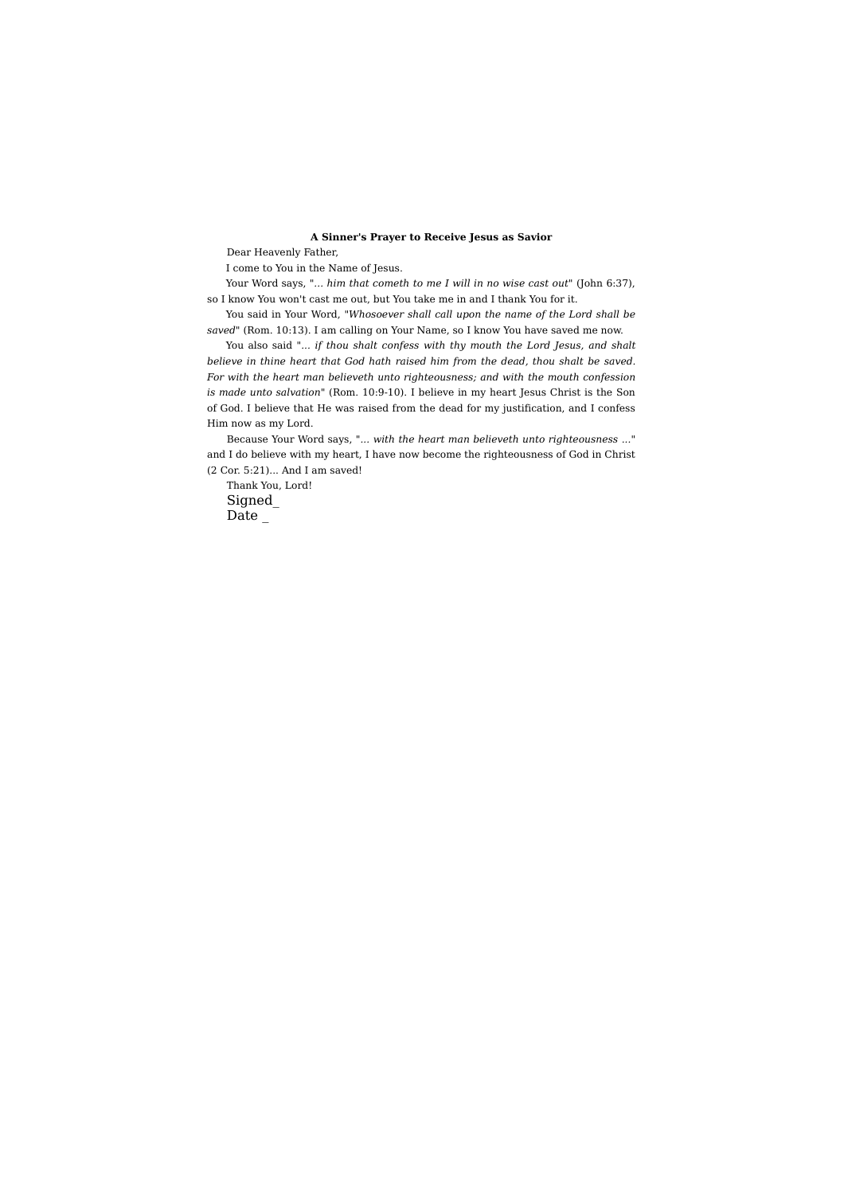**A Sinner's Prayer to Receive Jesus as Savior**

Dear Heavenly Father,

I come to You in the Name of Jesus.

Your Word says, "*... him that cometh to me I will in no wise cast out*" (John 6:37), so I know You won't cast me out, but You take me in and I thank You for it.

You said in Your Word, "*Whosoever shall call upon the name of the Lord shall be saved*" (Rom. 10:13). I am calling on Your Name, so I know You have saved me now.

You also said "*... if thou shalt confess with thy mouth the Lord Jesus, and shalt believe in thine heart that God hath raised him from the dead, thou shalt be saved. For with the heart man believeth unto righteousness; and with the mouth confession is made unto salvation*" (Rom. 10:9-10). I believe in my heart Jesus Christ is the Son of God. I believe that He was raised from the dead for my justification, and I confess Him now as my Lord.

Because Your Word says, "*... with the heart man believeth unto righteousness ...*" and I do believe with my heart, I have now become the righteousness of God in Christ (2 Cor. 5:21)... And I am saved!

Thank You, Lord!

Signed_

Date _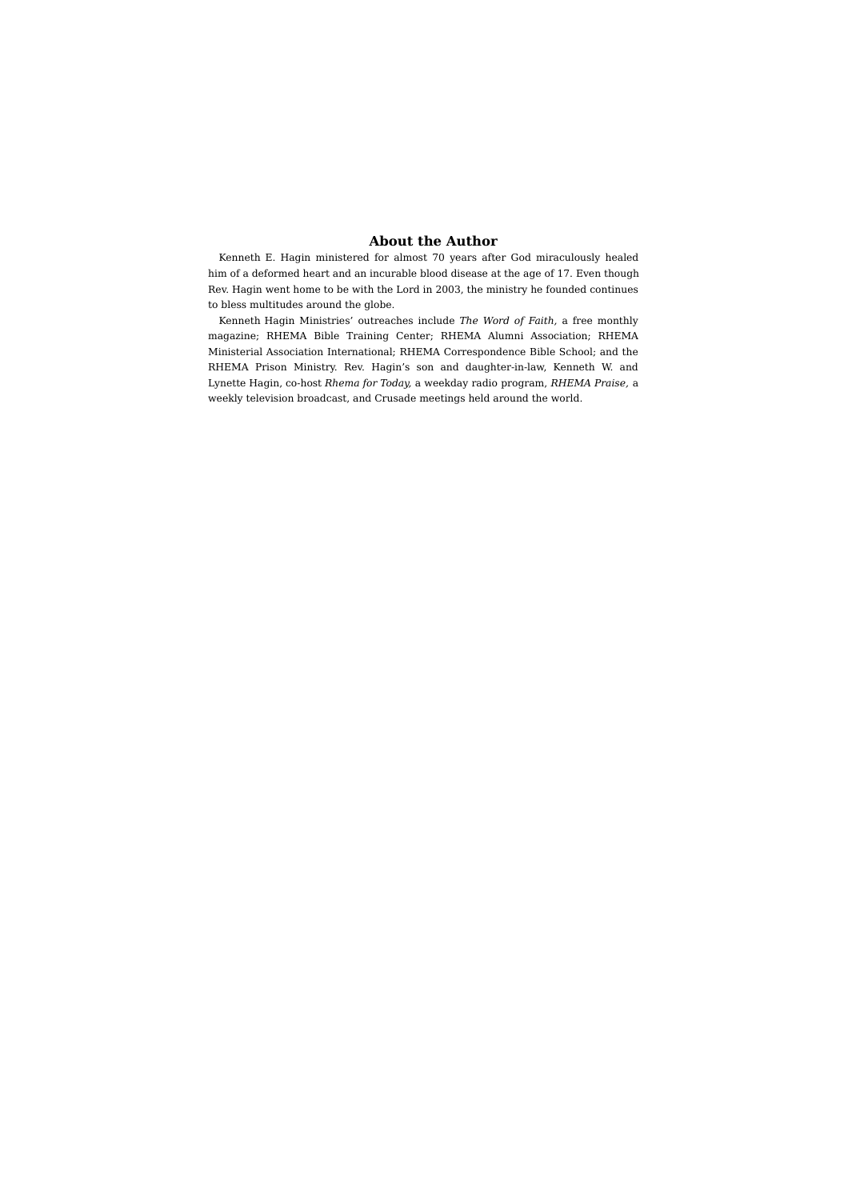## About the Author

Kenneth E. Hagin ministered for almost 70 years after God miraculously healed him of a deformed heart and an incurable blood disease at the age of 17. Even though Rev. Hagin went home to be with the Lord in 2003, the ministry he founded continues to bless multitudes around the globe.

Kenneth Hagin Ministries' outreaches include *The Word of Faith*, a free monthly magazine; RHEMA Bible Training Center; RHEMA Alumni Association; RHEMA Ministerial Association International; RHEMA Correspondence Bible School; and the RHEMA Prison Ministry. Rev. Hagin's son and daughter-in-law, Kenneth W. and Lynette Hagin, co-host *Rhema for Today*, a weekday radio program, *RHEMA Praise*, a weekly television broadcast, and Crusade meetings held around the world.